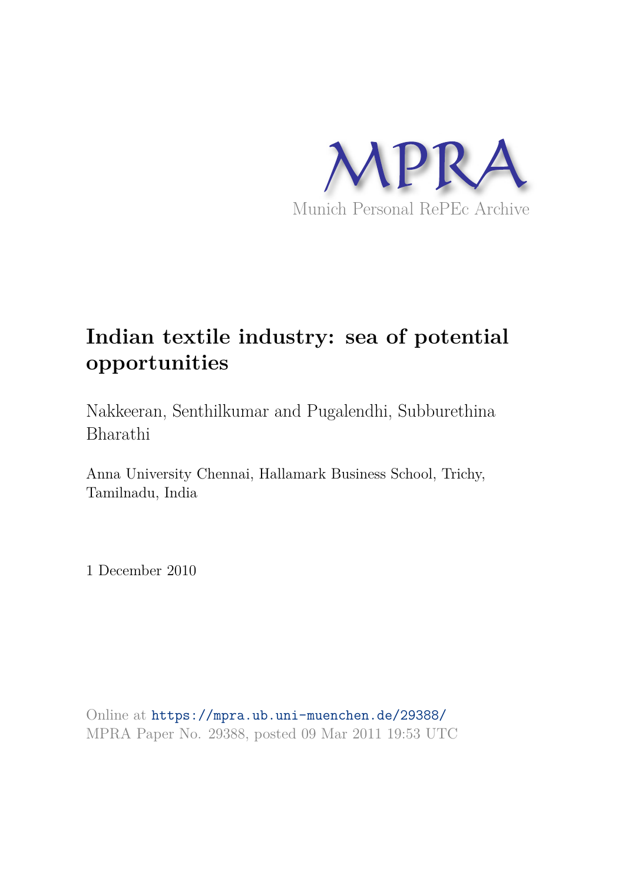MPRA

Munich Personal RePEc Archive

# Indian textile industry: sea of potential opportunities

Nakkeeran, Senthilkumar and Pugalendhi, Subburethina Bharathi

Anna University Chennai, Hallamark Business School, Trichy, Tamilnadu, India

1 December 2010

Online at https://mpra.ub.uni-muenchen.de/29388/
MPRA Paper No. 29388, posted 09 Mar 2011 19:53 UTC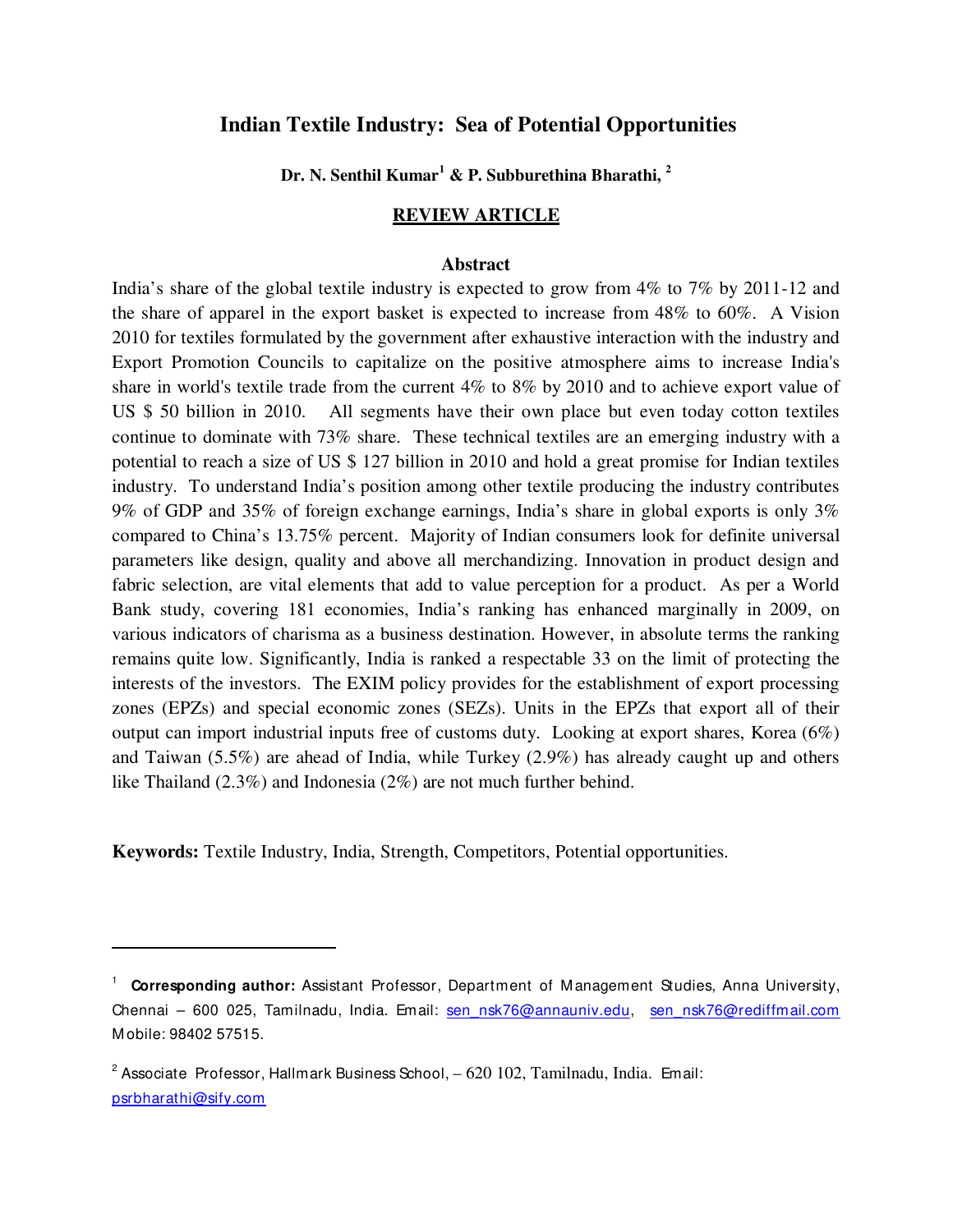# Indian Textile Industry: Sea of Potential Opportunities

**Dr. N. Senthil Kumar[1] & P. Subburethina Bharathi, [2]**

**REVIEW ARTICLE**

## Abstract

India's share of the global textile industry is expected to grow from 4% to 7% by 2011-12 and the share of apparel in the export basket is expected to increase from 48% to 60%. A Vision 2010 for textiles formulated by the government after exhaustive interaction with the industry and Export Promotion Councils to capitalize on the positive atmosphere aims to increase India's share in world's textile trade from the current 4% to 8% by 2010 and to achieve export value of US $ 50 billion in 2010. All segments have their own place but even today cotton textiles continue to dominate with 73% share. These technical textiles are an emerging industry with a potential to reach a size of US $ 127 billion in 2010 and hold a great promise for Indian textiles industry. To understand India's position among other textile producing the industry contributes 9% of GDP and 35% of foreign exchange earnings, India's share in global exports is only 3% compared to China's 13.75% percent. Majority of Indian consumers look for definite universal parameters like design, quality and above all merchandizing. Innovation in product design and fabric selection, are vital elements that add to value perception for a product. As per a World Bank study, covering 181 economies, India's ranking has enhanced marginally in 2009, on various indicators of charisma as a business destination. However, in absolute terms the ranking remains quite low. Significantly, India is ranked a respectable 33 on the limit of protecting the interests of the investors. The EXIM policy provides for the establishment of export processing zones (EPZs) and special economic zones (SEZs). Units in the EPZs that export all of their output can import industrial inputs free of customs duty. Looking at export shares, Korea (6%) and Taiwan (5.5%) are ahead of India, while Turkey (2.9%) has already caught up and others like Thailand (2.3%) and Indonesia (2%) are not much further behind.

**Keywords:** Textile Industry, India, Strength, Competitors, Potential opportunities.

---

[1] **Corresponding author:** Assistant Professor, Department of Management Studies, Anna University, Chennai – 600 025, Tamilnadu, India. Email: sen_nsk76@annauniv.edu, sen_nsk76@rediffmail.com Mobile: 98402 57515.

[2] Associate Professor, Hallmark Business School, – 620 102, Tamilnadu, India. Email: psrbharathi@sify.com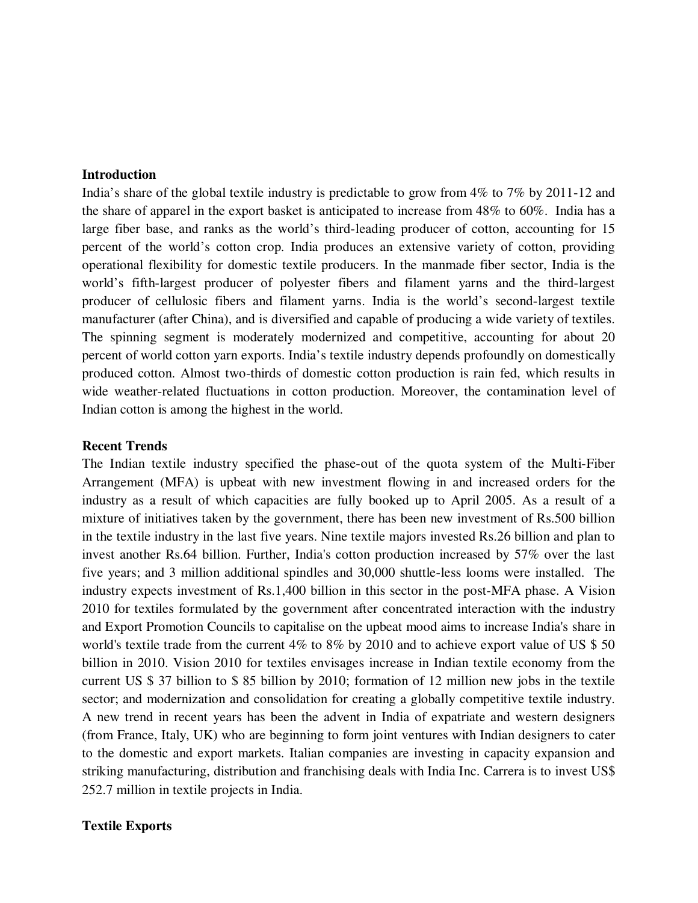**Introduction**

India's share of the global textile industry is predictable to grow from 4% to 7% by 2011-12 and the share of apparel in the export basket is anticipated to increase from 48% to 60%. India has a large fiber base, and ranks as the world's third-leading producer of cotton, accounting for 15 percent of the world's cotton crop. India produces an extensive variety of cotton, providing operational flexibility for domestic textile producers. In the manmade fiber sector, India is the world's fifth-largest producer of polyester fibers and filament yarns and the third-largest producer of cellulosic fibers and filament yarns. India is the world's second-largest textile manufacturer (after China), and is diversified and capable of producing a wide variety of textiles. The spinning segment is moderately modernized and competitive, accounting for about 20 percent of world cotton yarn exports. India's textile industry depends profoundly on domestically produced cotton. Almost two-thirds of domestic cotton production is rain fed, which results in wide weather-related fluctuations in cotton production. Moreover, the contamination level of Indian cotton is among the highest in the world.

**Recent Trends**

The Indian textile industry specified the phase-out of the quota system of the Multi-Fiber Arrangement (MFA) is upbeat with new investment flowing in and increased orders for the industry as a result of which capacities are fully booked up to April 2005. As a result of a mixture of initiatives taken by the government, there has been new investment of Rs.500 billion in the textile industry in the last five years. Nine textile majors invested Rs.26 billion and plan to invest another Rs.64 billion. Further, India's cotton production increased by 57% over the last five years; and 3 million additional spindles and 30,000 shuttle-less looms were installed. The industry expects investment of Rs.1,400 billion in this sector in the post-MFA phase. A Vision 2010 for textiles formulated by the government after concentrated interaction with the industry and Export Promotion Councils to capitalise on the upbeat mood aims to increase India's share in world's textile trade from the current 4% to 8% by 2010 and to achieve export value of US $ 50 billion in 2010. Vision 2010 for textiles envisages increase in Indian textile economy from the current US $ 37 billion to $ 85 billion by 2010; formation of 12 million new jobs in the textile sector; and modernization and consolidation for creating a globally competitive textile industry. A new trend in recent years has been the advent in India of expatriate and western designers (from France, Italy, UK) who are beginning to form joint ventures with Indian designers to cater to the domestic and export markets. Italian companies are investing in capacity expansion and striking manufacturing, distribution and franchising deals with India Inc. Carrera is to invest US$ 252.7 million in textile projects in India.

**Textile Exports**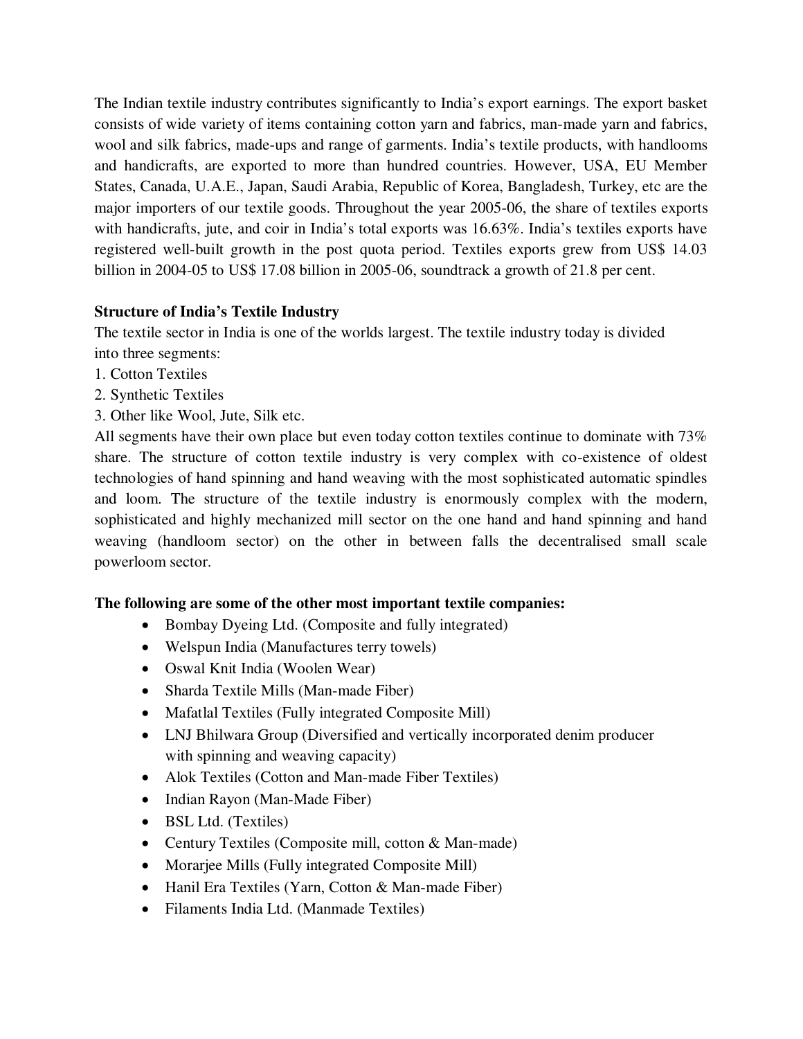The Indian textile industry contributes significantly to India's export earnings. The export basket consists of wide variety of items containing cotton yarn and fabrics, man-made yarn and fabrics, wool and silk fabrics, made-ups and range of garments. India's textile products, with handlooms and handicrafts, are exported to more than hundred countries. However, USA, EU Member States, Canada, U.A.E., Japan, Saudi Arabia, Republic of Korea, Bangladesh, Turkey, etc are the major importers of our textile goods. Throughout the year 2005-06, the share of textiles exports with handicrafts, jute, and coir in India's total exports was 16.63%. India's textiles exports have registered well-built growth in the post quota period. Textiles exports grew from US$ 14.03 billion in 2004-05 to US$ 17.08 billion in 2005-06, soundtrack a growth of 21.8 per cent.

**Structure of India's Textile Industry**

The textile sector in India is one of the worlds largest. The textile industry today is divided into three segments:

1. Cotton Textiles
2. Synthetic Textiles
3. Other like Wool, Jute, Silk etc.

All segments have their own place but even today cotton textiles continue to dominate with 73% share. The structure of cotton textile industry is very complex with co-existence of oldest technologies of hand spinning and hand weaving with the most sophisticated automatic spindles and loom. The structure of the textile industry is enormously complex with the modern, sophisticated and highly mechanized mill sector on the one hand and hand spinning and hand weaving (handloom sector) on the other in between falls the decentralised small scale powerloom sector.

**The following are some of the other most important textile companies:**

- Bombay Dyeing Ltd. (Composite and fully integrated)
- Welspun India (Manufactures terry towels)
- Oswal Knit India (Woolen Wear)
- Sharda Textile Mills (Man-made Fiber)
- Mafatlal Textiles (Fully integrated Composite Mill)
- LNJ Bhilwara Group (Diversified and vertically incorporated denim producer with spinning and weaving capacity)
- Alok Textiles (Cotton and Man-made Fiber Textiles)
- Indian Rayon (Man-Made Fiber)
- BSL Ltd. (Textiles)
- Century Textiles (Composite mill, cotton & Man-made)
- Morarjee Mills (Fully integrated Composite Mill)
- Hanil Era Textiles (Yarn, Cotton & Man-made Fiber)
- Filaments India Ltd. (Manmade Textiles)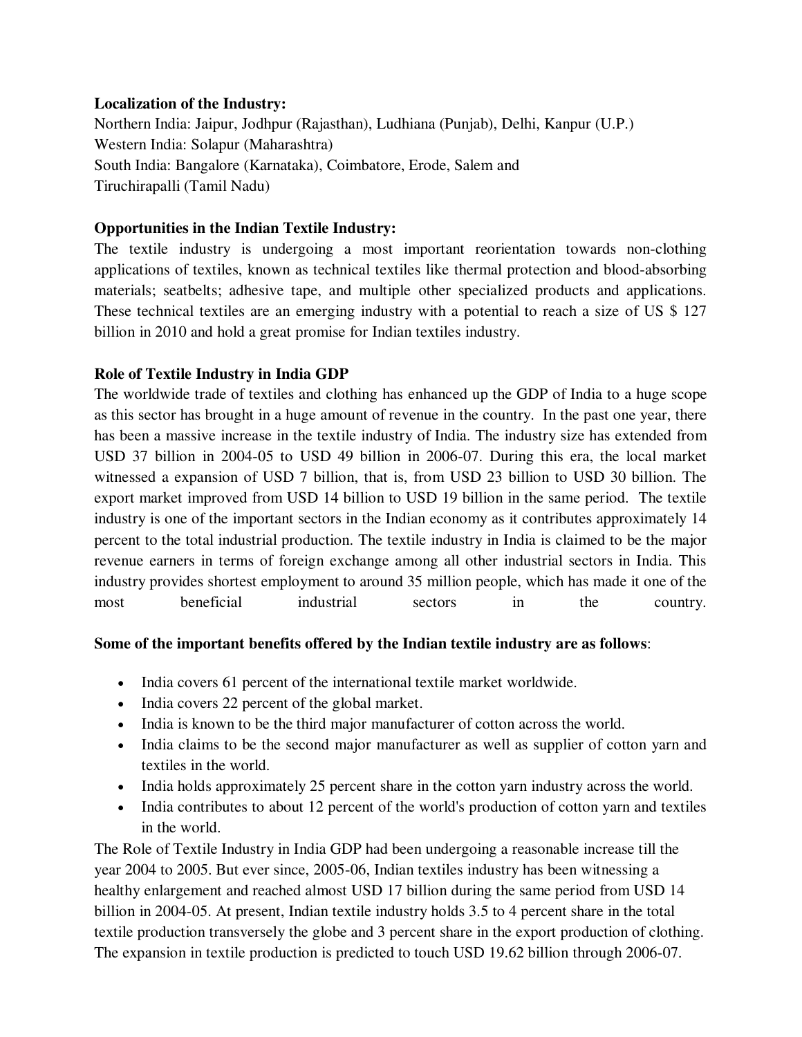**Localization of the Industry:**
Northern India: Jaipur, Jodhpur (Rajasthan), Ludhiana (Punjab), Delhi, Kanpur (U.P.)
Western India: Solapur (Maharashtra)
South India: Bangalore (Karnataka), Coimbatore, Erode, Salem and
Tiruchirapalli (Tamil Nadu)

**Opportunities in the Indian Textile Industry:**
The textile industry is undergoing a most important reorientation towards non-clothing applications of textiles, known as technical textiles like thermal protection and blood-absorbing materials; seatbelts; adhesive tape, and multiple other specialized products and applications. These technical textiles are an emerging industry with a potential to reach a size of US $ 127 billion in 2010 and hold a great promise for Indian textiles industry.

**Role of Textile Industry in India GDP**
The worldwide trade of textiles and clothing has enhanced up the GDP of India to a huge scope as this sector has brought in a huge amount of revenue in the country. In the past one year, there has been a massive increase in the textile industry of India. The industry size has extended from USD 37 billion in 2004-05 to USD 49 billion in 2006-07. During this era, the local market witnessed a expansion of USD 7 billion, that is, from USD 23 billion to USD 30 billion. The export market improved from USD 14 billion to USD 19 billion in the same period. The textile industry is one of the important sectors in the Indian economy as it contributes approximately 14 percent to the total industrial production. The textile industry in India is claimed to be the major revenue earners in terms of foreign exchange among all other industrial sectors in India. This industry provides shortest employment to around 35 million people, which has made it one of the most beneficial industrial sectors in the country.

**Some of the important benefits offered by the Indian textile industry are as follows**:

- India covers 61 percent of the international textile market worldwide.
- India covers 22 percent of the global market.
- India is known to be the third major manufacturer of cotton across the world.
- India claims to be the second major manufacturer as well as supplier of cotton yarn and textiles in the world.
- India holds approximately 25 percent share in the cotton yarn industry across the world.
- India contributes to about 12 percent of the world's production of cotton yarn and textiles in the world.

The Role of Textile Industry in India GDP had been undergoing a reasonable increase till the year 2004 to 2005. But ever since, 2005-06, Indian textiles industry has been witnessing a healthy enlargement and reached almost USD 17 billion during the same period from USD 14 billion in 2004-05. At present, Indian textile industry holds 3.5 to 4 percent share in the total textile production transversely the globe and 3 percent share in the export production of clothing. The expansion in textile production is predicted to touch USD 19.62 billion through 2006-07.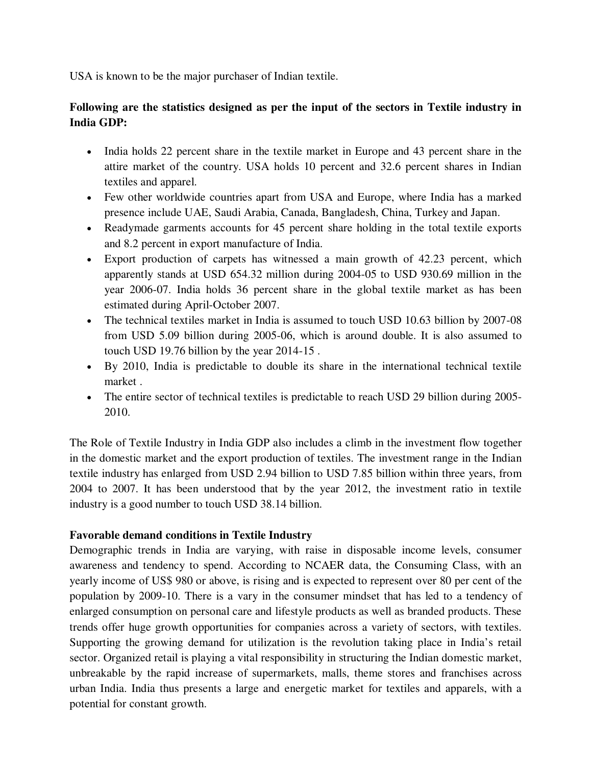USA is known to be the major purchaser of Indian textile.

**Following are the statistics designed as per the input of the sectors in Textile industry in India GDP:**

- India holds 22 percent share in the textile market in Europe and 43 percent share in the attire market of the country. USA holds 10 percent and 32.6 percent shares in Indian textiles and apparel.
- Few other worldwide countries apart from USA and Europe, where India has a marked presence include UAE, Saudi Arabia, Canada, Bangladesh, China, Turkey and Japan.
- Readymade garments accounts for 45 percent share holding in the total textile exports and 8.2 percent in export manufacture of India.
- Export production of carpets has witnessed a main growth of 42.23 percent, which apparently stands at USD 654.32 million during 2004-05 to USD 930.69 million in the year 2006-07. India holds 36 percent share in the global textile market as has been estimated during April-October 2007.
- The technical textiles market in India is assumed to touch USD 10.63 billion by 2007-08 from USD 5.09 billion during 2005-06, which is around double. It is also assumed to touch USD 19.76 billion by the year 2014-15 .
- By 2010, India is predictable to double its share in the international technical textile market .
- The entire sector of technical textiles is predictable to reach USD 29 billion during 2005-2010.

The Role of Textile Industry in India GDP also includes a climb in the investment flow together in the domestic market and the export production of textiles. The investment range in the Indian textile industry has enlarged from USD 2.94 billion to USD 7.85 billion within three years, from 2004 to 2007. It has been understood that by the year 2012, the investment ratio in textile industry is a good number to touch USD 38.14 billion.

**Favorable demand conditions in Textile Industry**

Demographic trends in India are varying, with raise in disposable income levels, consumer awareness and tendency to spend. According to NCAER data, the Consuming Class, with an yearly income of US$ 980 or above, is rising and is expected to represent over 80 per cent of the population by 2009-10. There is a vary in the consumer mindset that has led to a tendency of enlarged consumption on personal care and lifestyle products as well as branded products. These trends offer huge growth opportunities for companies across a variety of sectors, with textiles. Supporting the growing demand for utilization is the revolution taking place in India's retail sector. Organized retail is playing a vital responsibility in structuring the Indian domestic market, unbreakable by the rapid increase of supermarkets, malls, theme stores and franchises across urban India. India thus presents a large and energetic market for textiles and apparels, with a potential for constant growth.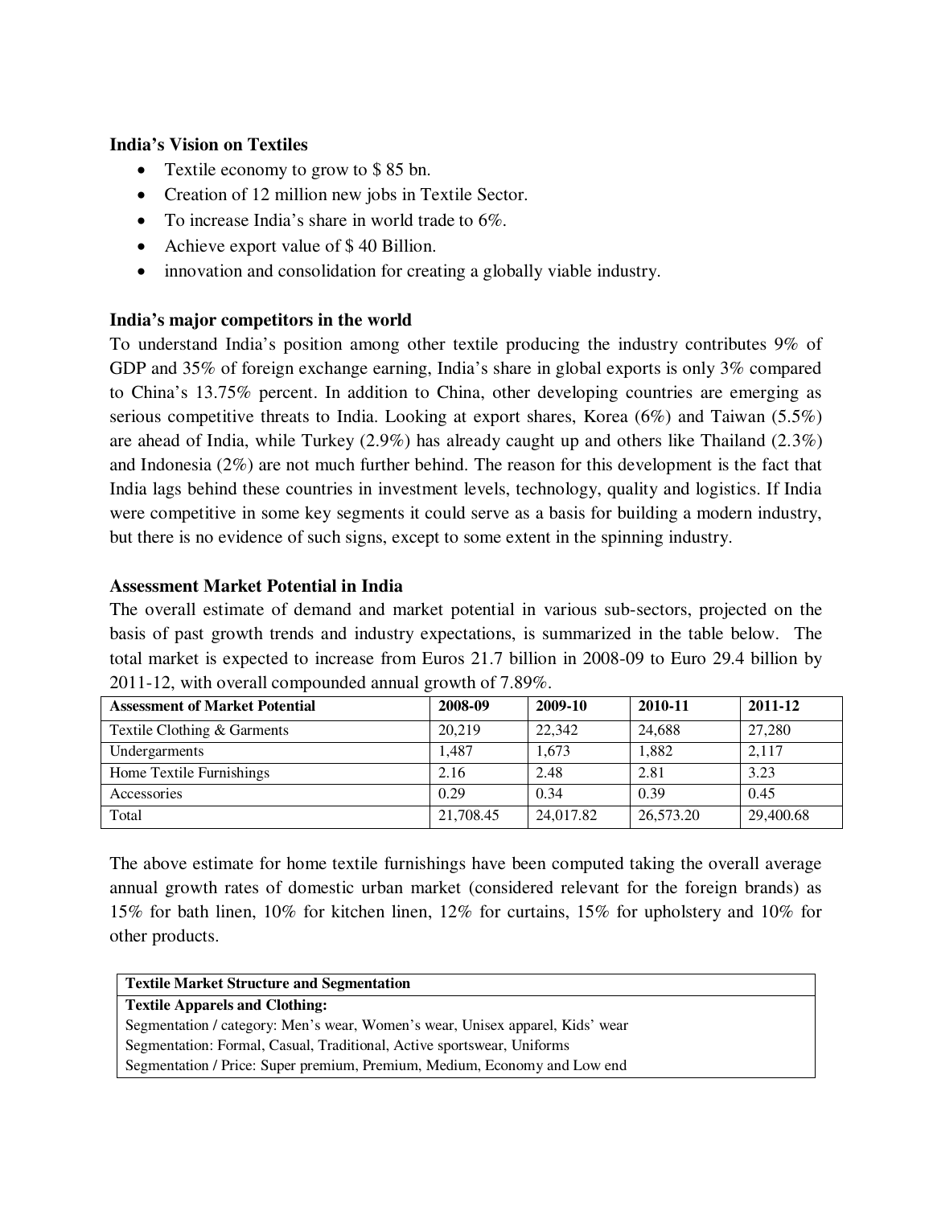**India's Vision on Textiles**

- Textile economy to grow to $ 85 bn.
- Creation of 12 million new jobs in Textile Sector.
- To increase India's share in world trade to 6%.
- Achieve export value of $ 40 Billion.
- innovation and consolidation for creating a globally viable industry.

**India's major competitors in the world**

To understand India's position among other textile producing the industry contributes 9% of GDP and 35% of foreign exchange earning, India's share in global exports is only 3% compared to China's 13.75% percent. In addition to China, other developing countries are emerging as serious competitive threats to India. Looking at export shares, Korea (6%) and Taiwan (5.5%) are ahead of India, while Turkey (2.9%) has already caught up and others like Thailand (2.3%) and Indonesia (2%) are not much further behind. The reason for this development is the fact that India lags behind these countries in investment levels, technology, quality and logistics. If India were competitive in some key segments it could serve as a basis for building a modern industry, but there is no evidence of such signs, except to some extent in the spinning industry.

**Assessment Market Potential in India**

The overall estimate of demand and market potential in various sub-sectors, projected on the basis of past growth trends and industry expectations, is summarized in the table below. The total market is expected to increase from Euros 21.7 billion in 2008-09 to Euro 29.4 billion by 2011-12, with overall compounded annual growth of 7.89%.

| **Assessment of Market Potential** | **2008-09** | **2009-10** | **2010-11** | **2011-12** |
|---|---|---|---|---|
| Textile Clothing & Garments | 20,219 | 22,342 | 24,688 | 27,280 |
| Undergarments | 1,487 | 1,673 | 1,882 | 2,117 |
| Home Textile Furnishings | 2.16 | 2.48 | 2.81 | 3.23 |
| Accessories | 0.29 | 0.34 | 0.39 | 0.45 |
| Total | 21,708.45 | 24,017.82 | 26,573.20 | 29,400.68 |

The above estimate for home textile furnishings have been computed taking the overall average annual growth rates of domestic urban market (considered relevant for the foreign brands) as 15% for bath linen, 10% for kitchen linen, 12% for curtains, 15% for upholstery and 10% for other products.

| **Textile Market Structure and Segmentation** |
|---|
| **Textile Apparels and Clothing:** |
| Segmentation / category: Men's wear, Women's wear, Unisex apparel, Kids' wear |
| Segmentation: Formal, Casual, Traditional, Active sportswear, Uniforms |
| Segmentation / Price: Super premium, Premium, Medium, Economy and Low end |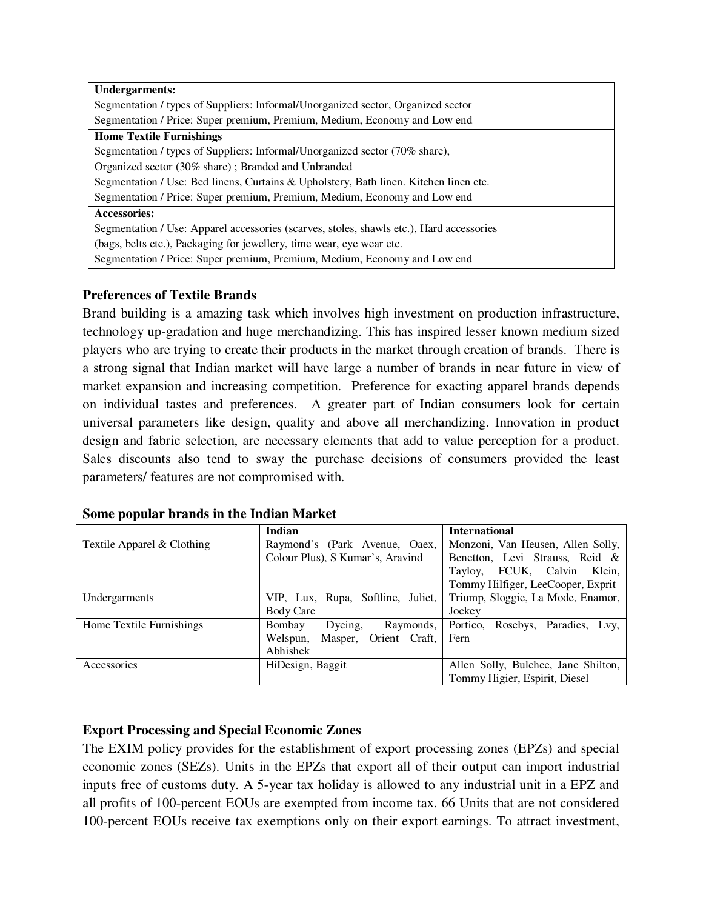| **Undergarments:** |
|---|
| Segmentation / types of Suppliers: Informal/Unorganized sector, Organized sector |
| Segmentation / Price: Super premium, Premium, Medium, Economy and Low end |
| **Home Textile Furnishings** |
| Segmentation / types of Suppliers: Informal/Unorganized sector (70% share), Organized sector (30% share) ; Branded and Unbranded |
| Segmentation / Use: Bed linens, Curtains & Upholstery, Bath linen. Kitchen linen etc. |
| Segmentation / Price: Super premium, Premium, Medium, Economy and Low end |
| **Accessories:** |
| Segmentation / Use: Apparel accessories (scarves, stoles, shawls etc.), Hard accessories (bags, belts etc.), Packaging for jewellery, time wear, eye wear etc. |
| Segmentation / Price: Super premium, Premium, Medium, Economy and Low end |

### Preferences of Textile Brands

Brand building is a amazing task which involves high investment on production infrastructure, technology up-gradation and huge merchandizing. This has inspired lesser known medium sized players who are trying to create their products in the market through creation of brands. There is a strong signal that Indian market will have large a number of brands in near future in view of market expansion and increasing competition. Preference for exacting apparel brands depends on individual tastes and preferences. A greater part of Indian consumers look for certain universal parameters like design, quality and above all merchandizing. Innovation in product design and fabric selection, are necessary elements that add to value perception for a product. Sales discounts also tend to sway the purchase decisions of consumers provided the least parameters/ features are not compromised with.

**Some popular brands in the Indian Market**

| | Indian | International |
|---|---|---|
| Textile Apparel & Clothing | Raymond's (Park Avenue, Oaex, Colour Plus), S Kumar's, Aravind | Monzoni, Van Heusen, Allen Solly, Benetton, Levi Strauss, Reid & Tayloy, FCUK, Calvin Klein, Tommy Hilfiger, LeeCooper, Exprit |
| Undergarments | VIP, Lux, Rupa, Softline, Juliet, Body Care | Triump, Sloggie, La Mode, Enamor, Jockey |
| Home Textile Furnishings | Bombay Dyeing, Raymonds, Welspun, Masper, Orient Craft, Abhishek | Portico, Rosebys, Paradies, Lvy, Fern |
| Accessories | HiDesign, Baggit | Allen Solly, Bulchee, Jane Shilton, Tommy Higier, Espirit, Diesel |

### Export Processing and Special Economic Zones

The EXIM policy provides for the establishment of export processing zones (EPZs) and special economic zones (SEZs). Units in the EPZs that export all of their output can import industrial inputs free of customs duty. A 5-year tax holiday is allowed to any industrial unit in a EPZ and all profits of 100-percent EOUs are exempted from income tax. 66 Units that are not considered 100-percent EOUs receive tax exemptions only on their export earnings. To attract investment,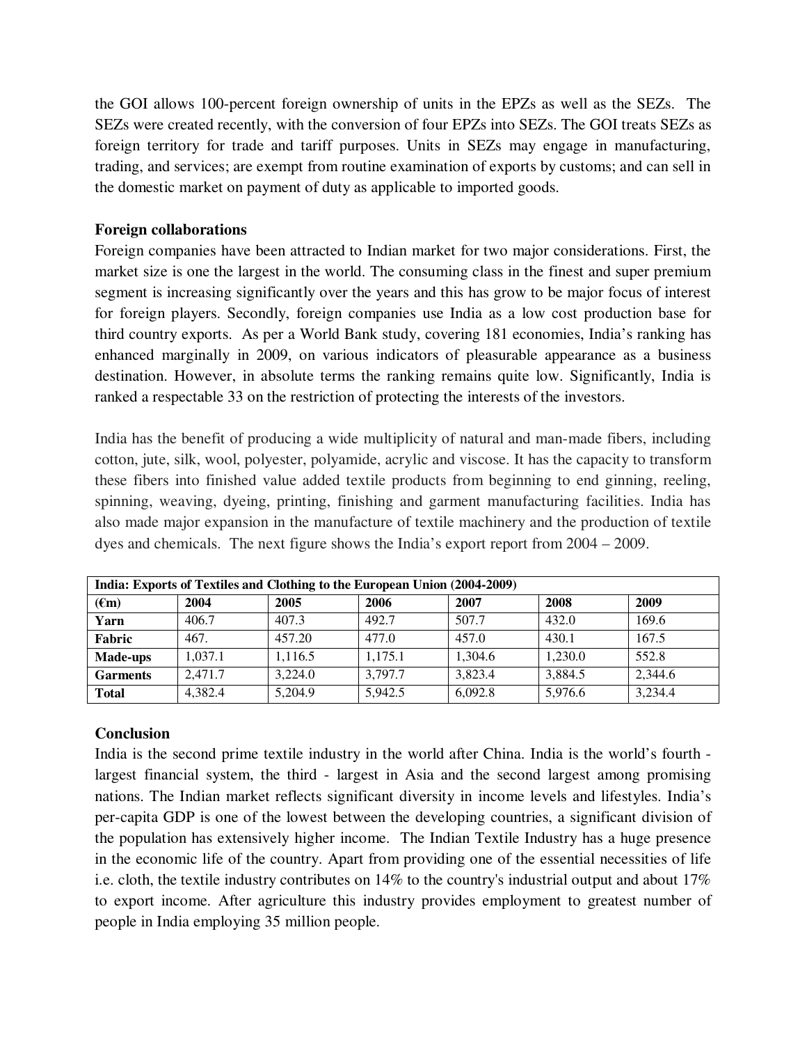the GOI allows 100-percent foreign ownership of units in the EPZs as well as the SEZs. The SEZs were created recently, with the conversion of four EPZs into SEZs. The GOI treats SEZs as foreign territory for trade and tariff purposes. Units in SEZs may engage in manufacturing, trading, and services; are exempt from routine examination of exports by customs; and can sell in the domestic market on payment of duty as applicable to imported goods.

**Foreign collaborations**

Foreign companies have been attracted to Indian market for two major considerations. First, the market size is one the largest in the world. The consuming class in the finest and super premium segment is increasing significantly over the years and this has grow to be major focus of interest for foreign players. Secondly, foreign companies use India as a low cost production base for third country exports. As per a World Bank study, covering 181 economies, India's ranking has enhanced marginally in 2009, on various indicators of pleasurable appearance as a business destination. However, in absolute terms the ranking remains quite low. Significantly, India is ranked a respectable 33 on the restriction of protecting the interests of the investors.

India has the benefit of producing a wide multiplicity of natural and man-made fibers, including cotton, jute, silk, wool, polyester, polyamide, acrylic and viscose. It has the capacity to transform these fibers into finished value added textile products from beginning to end ginning, reeling, spinning, weaving, dyeing, printing, finishing and garment manufacturing facilities. India has also made major expansion in the manufacture of textile machinery and the production of textile dyes and chemicals. The next figure shows the India's export report from 2004 – 2009.

| India: Exports of Textiles and Clothing to the European Union (2004-2009) | | | | | | |
|---|---|---|---|---|---|---|
| **(€m)** | **2004** | **2005** | **2006** | **2007** | **2008** | **2009** |
| **Yarn** | 406.7 | 407.3 | 492.7 | 507.7 | 432.0 | 169.6 |
| **Fabric** | 467. | 457.20 | 477.0 | 457.0 | 430.1 | 167.5 |
| **Made-ups** | 1,037.1 | 1,116.5 | 1,175.1 | 1,304.6 | 1,230.0 | 552.8 |
| **Garments** | 2,471.7 | 3,224.0 | 3,797.7 | 3,823.4 | 3,884.5 | 2,344.6 |
| **Total** | 4,382.4 | 5,204.9 | 5,942.5 | 6,092.8 | 5,976.6 | 3,234.4 |

**Conclusion**

India is the second prime textile industry in the world after China. India is the world's fourth - largest financial system, the third - largest in Asia and the second largest among promising nations. The Indian market reflects significant diversity in income levels and lifestyles. India's per-capita GDP is one of the lowest between the developing countries, a significant division of the population has extensively higher income. The Indian Textile Industry has a huge presence in the economic life of the country. Apart from providing one of the essential necessities of life i.e. cloth, the textile industry contributes on 14% to the country's industrial output and about 17% to export income. After agriculture this industry provides employment to greatest number of people in India employing 35 million people.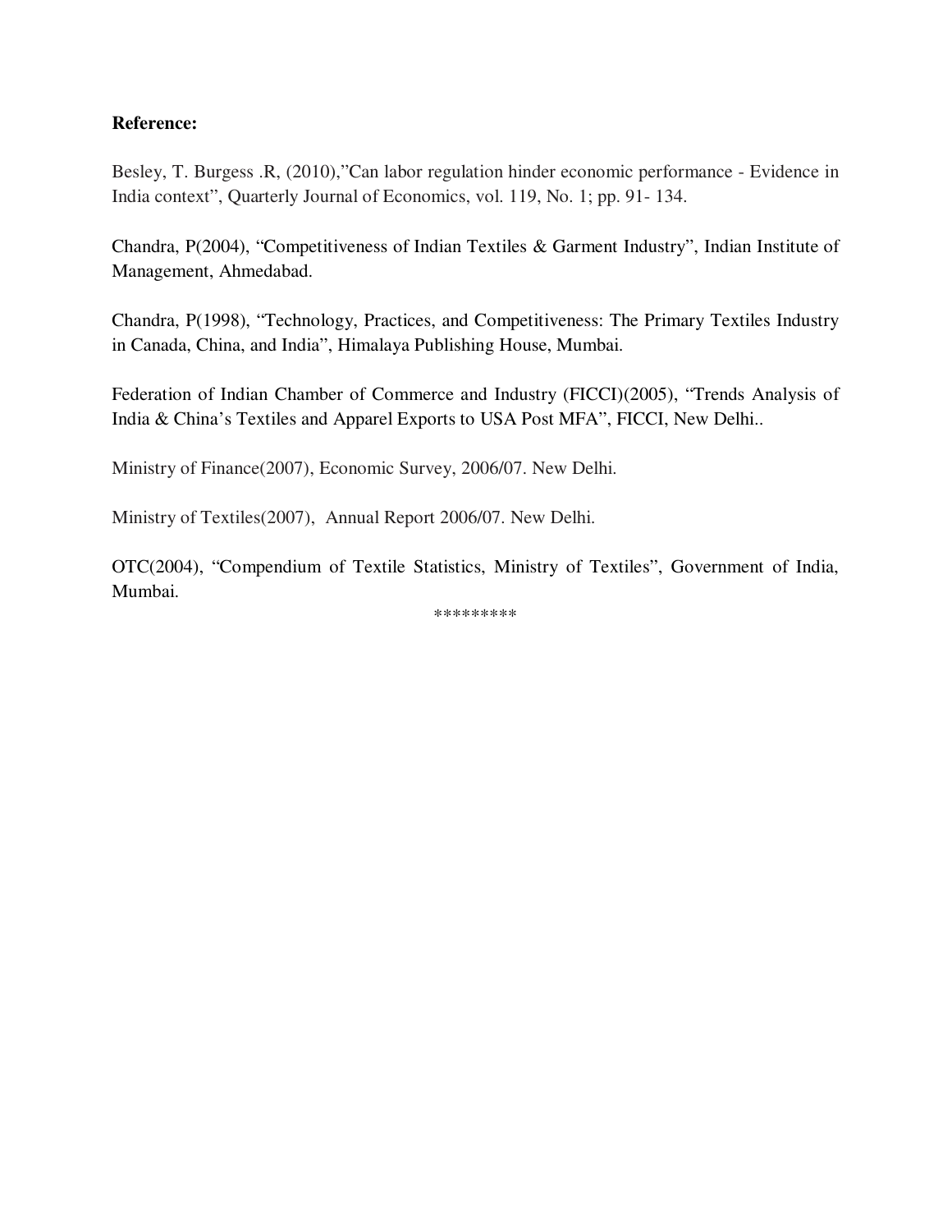**Reference:**

Besley, T. Burgess .R, (2010),"Can labor regulation hinder economic performance - Evidence in India context", Quarterly Journal of Economics, vol. 119, No. 1; pp. 91- 134.

Chandra, P(2004), "Competitiveness of Indian Textiles & Garment Industry", Indian Institute of Management, Ahmedabad.

Chandra, P(1998), "Technology, Practices, and Competitiveness: The Primary Textiles Industry in Canada, China, and India", Himalaya Publishing House, Mumbai.

Federation of Indian Chamber of Commerce and Industry (FICCI)(2005), "Trends Analysis of India & China's Textiles and Apparel Exports to USA Post MFA", FICCI, New Delhi..

Ministry of Finance(2007), Economic Survey, 2006/07. New Delhi.

Ministry of Textiles(2007), Annual Report 2006/07. New Delhi.

OTC(2004), "Compendium of Textile Statistics, Ministry of Textiles", Government of India, Mumbai.

*********